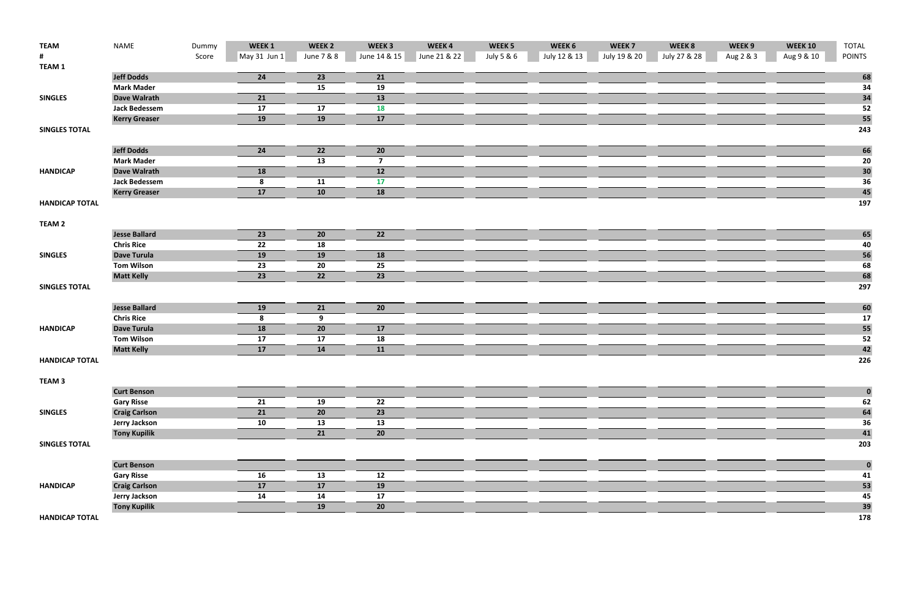| TEAM # | NAME | Dummy Score | WEEK 1 May 31 Jun 1 | WEEK 2 June 7 & 8 | WEEK 3 June 14 & 15 | WEEK 4 June 21 & 22 | WEEK 5 July 5 & 6 | WEEK 6 July 12 & 13 | WEEK 7 July 19 & 20 | WEEK 8 July 27 & 28 | WEEK 9 Aug 2 & 3 | WEEK 10 Aug 9 & 10 | TOTAL POINTS |
|---|---|---|---|---|---|---|---|---|---|---|---|---|---|
| **TEAM 1** | | | | | | | | | | | | | |
| | **Jeff Dodds** | | 24 | 23 | 21 | | | | | | | | 68 |
| | **Mark Mader** | | | 15 | 19 | | | | | | | | 34 |
| **SINGLES** | **Dave Walrath** | | 21 | | 13 | | | | | | | | 34 |
| | **Jack Bedessem** | | 17 | 17 | 18 | | | | | | | | 52 |
| | **Kerry Greaser** | | 19 | 19 | 17 | | | | | | | | 55 |
| **SINGLES TOTAL** | | | | | | | | | | | | | 243 |
| | **Jeff Dodds** | | 24 | 22 | 20 | | | | | | | | 66 |
| | **Mark Mader** | | | 13 | 7 | | | | | | | | 20 |
| **HANDICAP** | **Dave Walrath** | | 18 | | 12 | | | | | | | | 30 |
| | **Jack Bedessem** | | 8 | 11 | 17 | | | | | | | | 36 |
| | **Kerry Greaser** | | 17 | 10 | 18 | | | | | | | | 45 |
| **HANDICAP TOTAL** | | | | | | | | | | | | | 197 |
| **TEAM 2** | | | | | | | | | | | | | |
| | **Jesse Ballard** | | 23 | 20 | 22 | | | | | | | | 65 |
| | **Chris Rice** | | 22 | 18 | | | | | | | | | 40 |
| **SINGLES** | **Dave Turula** | | 19 | 19 | 18 | | | | | | | | 56 |
| | **Tom Wilson** | | 23 | 20 | 25 | | | | | | | | 68 |
| | **Matt Kelly** | | 23 | 22 | 23 | | | | | | | | 68 |
| **SINGLES TOTAL** | | | | | | | | | | | | | 297 |
| | **Jesse Ballard** | | 19 | 21 | 20 | | | | | | | | 60 |
| | **Chris Rice** | | 8 | 9 | | | | | | | | | 17 |
| **HANDICAP** | **Dave Turula** | | 18 | 20 | 17 | | | | | | | | 55 |
| | **Tom Wilson** | | 17 | 17 | 18 | | | | | | | | 52 |
| | **Matt Kelly** | | 17 | 14 | 11 | | | | | | | | 42 |
| **HANDICAP TOTAL** | | | | | | | | | | | | | 226 |
| **TEAM 3** | | | | | | | | | | | | | |
| | **Curt Benson** | | | | | | | | | | | | 0 |
| | **Gary Risse** | | 21 | 19 | 22 | | | | | | | | 62 |
| **SINGLES** | **Craig Carlson** | | 21 | 20 | 23 | | | | | | | | 64 |
| | **Jerry Jackson** | | 10 | 13 | 13 | | | | | | | | 36 |
| | **Tony Kupilik** | | | 21 | 20 | | | | | | | | 41 |
| **SINGLES TOTAL** | | | | | | | | | | | | | 203 |
| | **Curt Benson** | | | | | | | | | | | | 0 |
| | **Gary Risse** | | 16 | 13 | 12 | | | | | | | | 41 |
| **HANDICAP** | **Craig Carlson** | | 17 | 17 | 19 | | | | | | | | 53 |
| | **Jerry Jackson** | | 14 | 14 | 17 | | | | | | | | 45 |
| | **Tony Kupilik** | | | 19 | 20 | | | | | | | | 39 |
| **HANDICAP TOTAL** | | | | | | | | | | | | | 178 |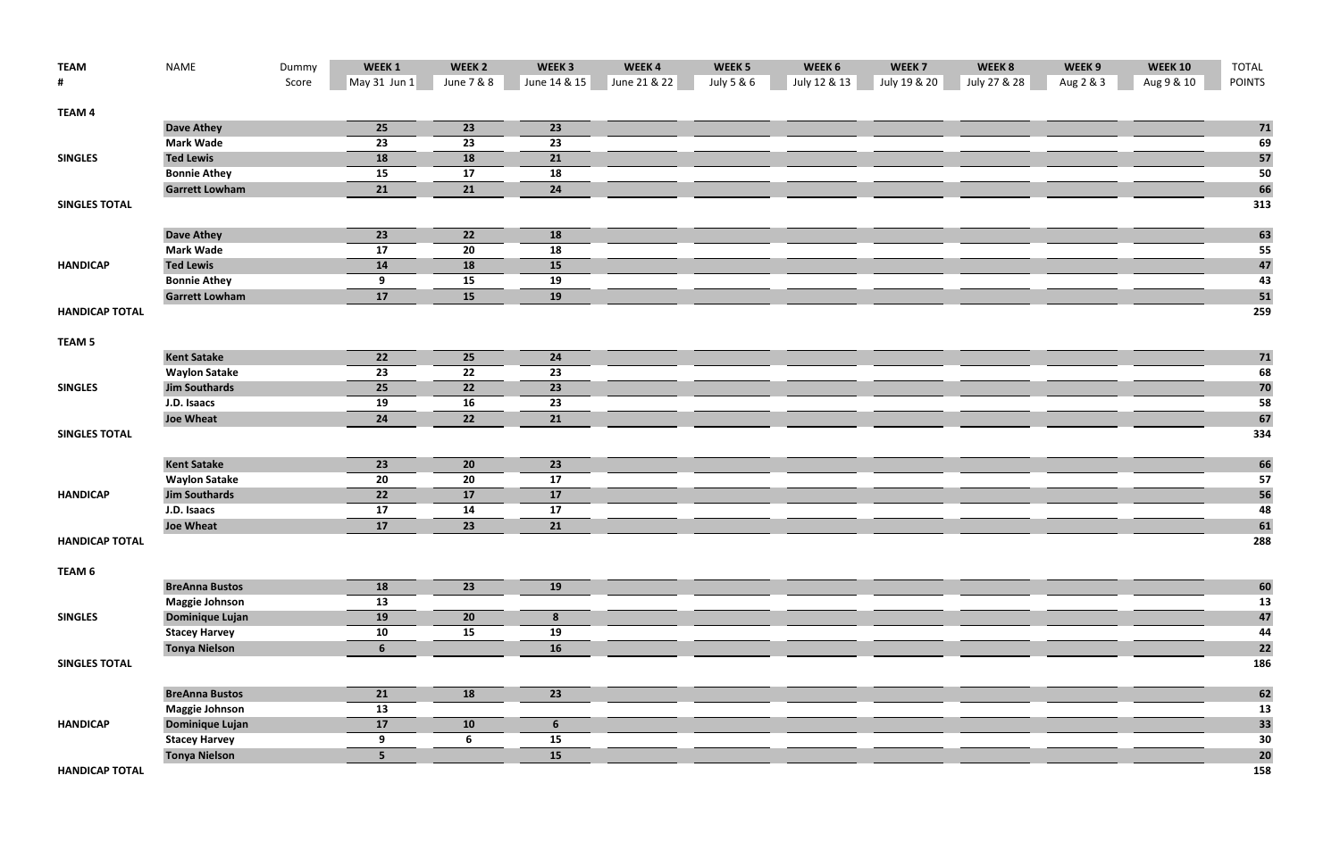| TEAM # | NAME | Dummy Score | WEEK 1 May 31 Jun 1 | WEEK 2 June 7 & 8 | WEEK 3 June 14 & 15 | WEEK 4 June 21 & 22 | WEEK 5 July 5 & 6 | WEEK 6 July 12 & 13 | WEEK 7 July 19 & 20 | WEEK 8 July 27 & 28 | WEEK 9 Aug 2 & 3 | WEEK 10 Aug 9 & 10 | TOTAL POINTS |
|---|---|---|---|---|---|---|---|---|---|---|---|---|---|
| **TEAM 4** | | | | | | | | | | | | | |
| | **Dave Athey** | | 25 | 23 | 23 | | | | | | | | 71 |
| | **Mark Wade** | | 23 | 23 | 23 | | | | | | | | 69 |
| **SINGLES** | **Ted Lewis** | | 18 | 18 | 21 | | | | | | | | 57 |
| | **Bonnie Athey** | | 15 | 17 | 18 | | | | | | | | 50 |
| | **Garrett Lowham** | | 21 | 21 | 24 | | | | | | | | 66 |
| **SINGLES TOTAL** | | | | | | | | | | | | | 313 |
| | **Dave Athey** | | 23 | 22 | 18 | | | | | | | | 63 |
| | **Mark Wade** | | 17 | 20 | 18 | | | | | | | | 55 |
| **HANDICAP** | **Ted Lewis** | | 14 | 18 | 15 | | | | | | | | 47 |
| | **Bonnie Athey** | | 9 | 15 | 19 | | | | | | | | 43 |
| | **Garrett Lowham** | | 17 | 15 | 19 | | | | | | | | 51 |
| **HANDICAP TOTAL** | | | | | | | | | | | | | 259 |
| **TEAM 5** | | | | | | | | | | | | | |
| | **Kent Satake** | | 22 | 25 | 24 | | | | | | | | 71 |
| | **Waylon Satake** | | 23 | 22 | 23 | | | | | | | | 68 |
| **SINGLES** | **Jim Southards** | | 25 | 22 | 23 | | | | | | | | 70 |
| | **J.D. Isaacs** | | 19 | 16 | 23 | | | | | | | | 58 |
| | **Joe Wheat** | | 24 | 22 | 21 | | | | | | | | 67 |
| **SINGLES TOTAL** | | | | | | | | | | | | | 334 |
| | **Kent Satake** | | 23 | 20 | 23 | | | | | | | | 66 |
| | **Waylon Satake** | | 20 | 20 | 17 | | | | | | | | 57 |
| **HANDICAP** | **Jim Southards** | | 22 | 17 | 17 | | | | | | | | 56 |
| | **J.D. Isaacs** | | 17 | 14 | 17 | | | | | | | | 48 |
| | **Joe Wheat** | | 17 | 23 | 21 | | | | | | | | 61 |
| **HANDICAP TOTAL** | | | | | | | | | | | | | 288 |
| **TEAM 6** | | | | | | | | | | | | | |
| | **BreAnna Bustos** | | 18 | 23 | 19 | | | | | | | | 60 |
| | **Maggie Johnson** | | 13 | | | | | | | | | | 13 |
| **SINGLES** | **Dominique Lujan** | | 19 | 20 | 8 | | | | | | | | 47 |
| | **Stacey Harvey** | | 10 | 15 | 19 | | | | | | | | 44 |
| | **Tonya Nielson** | | 6 | | 16 | | | | | | | | 22 |
| **SINGLES TOTAL** | | | | | | | | | | | | | 186 |
| | **BreAnna Bustos** | | 21 | 18 | 23 | | | | | | | | 62 |
| | **Maggie Johnson** | | 13 | | | | | | | | | | 13 |
| **HANDICAP** | **Dominique Lujan** | | 17 | 10 | 6 | | | | | | | | 33 |
| | **Stacey Harvey** | | 9 | 6 | 15 | | | | | | | | 30 |
| | **Tonya Nielson** | | 5 | | 15 | | | | | | | | 20 |
| **HANDICAP TOTAL** | | | | | | | | | | | | | 158 |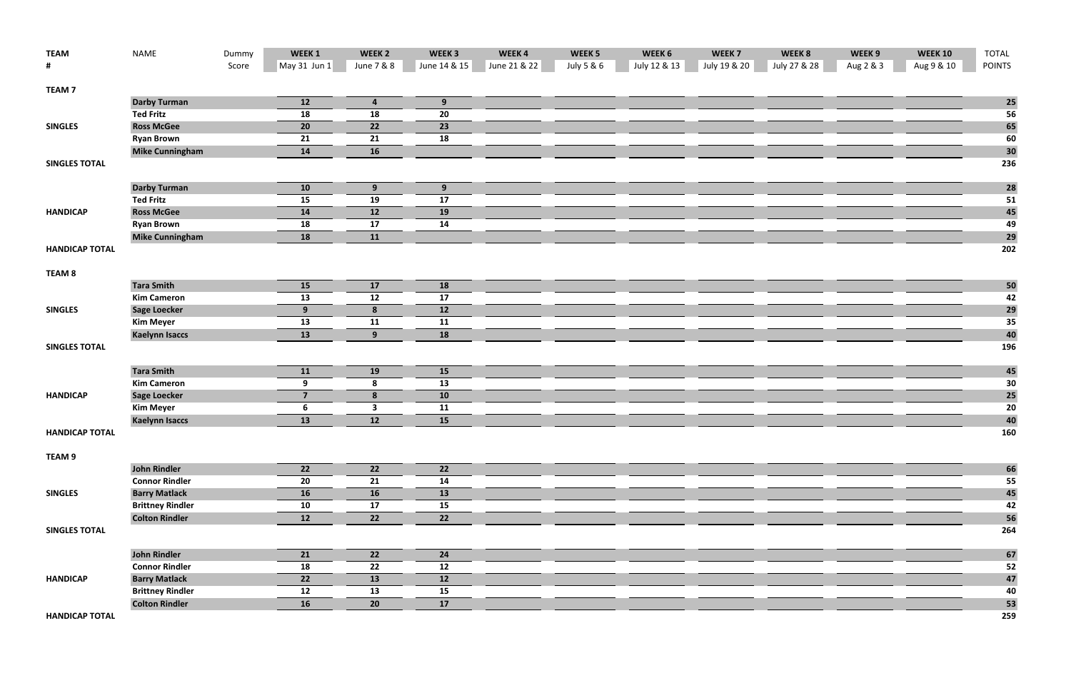| TEAM # | NAME | Dummy Score | WEEK 1 May 31 Jun 1 | WEEK 2 June 7 & 8 | WEEK 3 June 14 & 15 | WEEK 4 June 21 & 22 | WEEK 5 July 5 & 6 | WEEK 6 July 12 & 13 | WEEK 7 July 19 & 20 | WEEK 8 July 27 & 28 | WEEK 9 Aug 2 & 3 | WEEK 10 Aug 9 & 10 | TOTAL POINTS |
|---|---|---|---|---|---|---|---|---|---|---|---|---|---|
| **TEAM 7** | | | | | | | | | | | | | |
| | **Darby Turman** | | 12 | 4 | 9 | | | | | | | | 25 |
| | **Ted Fritz** | | 18 | 18 | 20 | | | | | | | | 56 |
| **SINGLES** | **Ross McGee** | | 20 | 22 | 23 | | | | | | | | 65 |
| | **Ryan Brown** | | 21 | 21 | 18 | | | | | | | | 60 |
| | **Mike Cunningham** | | 14 | 16 | | | | | | | | | 30 |
| **SINGLES TOTAL** | | | | | | | | | | | | | 236 |
| | **Darby Turman** | | 10 | 9 | 9 | | | | | | | | 28 |
| | **Ted Fritz** | | 15 | 19 | 17 | | | | | | | | 51 |
| **HANDICAP** | **Ross McGee** | | 14 | 12 | 19 | | | | | | | | 45 |
| | **Ryan Brown** | | 18 | 17 | 14 | | | | | | | | 49 |
| | **Mike Cunningham** | | 18 | 11 | | | | | | | | | 29 |
| **HANDICAP TOTAL** | | | | | | | | | | | | | 202 |
| **TEAM 8** | | | | | | | | | | | | | |
| | **Tara Smith** | | 15 | 17 | 18 | | | | | | | | 50 |
| | **Kim Cameron** | | 13 | 12 | 17 | | | | | | | | 42 |
| **SINGLES** | **Sage Loecker** | | 9 | 8 | 12 | | | | | | | | 29 |
| | **Kim Meyer** | | 13 | 11 | 11 | | | | | | | | 35 |
| | **Kaelynn Isaccs** | | 13 | 9 | 18 | | | | | | | | 40 |
| **SINGLES TOTAL** | | | | | | | | | | | | | 196 |
| | **Tara Smith** | | 11 | 19 | 15 | | | | | | | | 45 |
| | **Kim Cameron** | | 9 | 8 | 13 | | | | | | | | 30 |
| **HANDICAP** | **Sage Loecker** | | 7 | 8 | 10 | | | | | | | | 25 |
| | **Kim Meyer** | | 6 | 3 | 11 | | | | | | | | 20 |
| | **Kaelynn Isaccs** | | 13 | 12 | 15 | | | | | | | | 40 |
| **HANDICAP TOTAL** | | | | | | | | | | | | | 160 |
| **TEAM 9** | | | | | | | | | | | | | |
| | **John Rindler** | | 22 | 22 | 22 | | | | | | | | 66 |
| | **Connor Rindler** | | 20 | 21 | 14 | | | | | | | | 55 |
| **SINGLES** | **Barry Matlack** | | 16 | 16 | 13 | | | | | | | | 45 |
| | **Brittney Rindler** | | 10 | 17 | 15 | | | | | | | | 42 |
| | **Colton Rindler** | | 12 | 22 | 22 | | | | | | | | 56 |
| **SINGLES TOTAL** | | | | | | | | | | | | | 264 |
| | **John Rindler** | | 21 | 22 | 24 | | | | | | | | 67 |
| | **Connor Rindler** | | 18 | 22 | 12 | | | | | | | | 52 |
| **HANDICAP** | **Barry Matlack** | | 22 | 13 | 12 | | | | | | | | 47 |
| | **Brittney Rindler** | | 12 | 13 | 15 | | | | | | | | 40 |
| | **Colton Rindler** | | 16 | 20 | 17 | | | | | | | | 53 |
| **HANDICAP TOTAL** | | | | | | | | | | | | | 259 |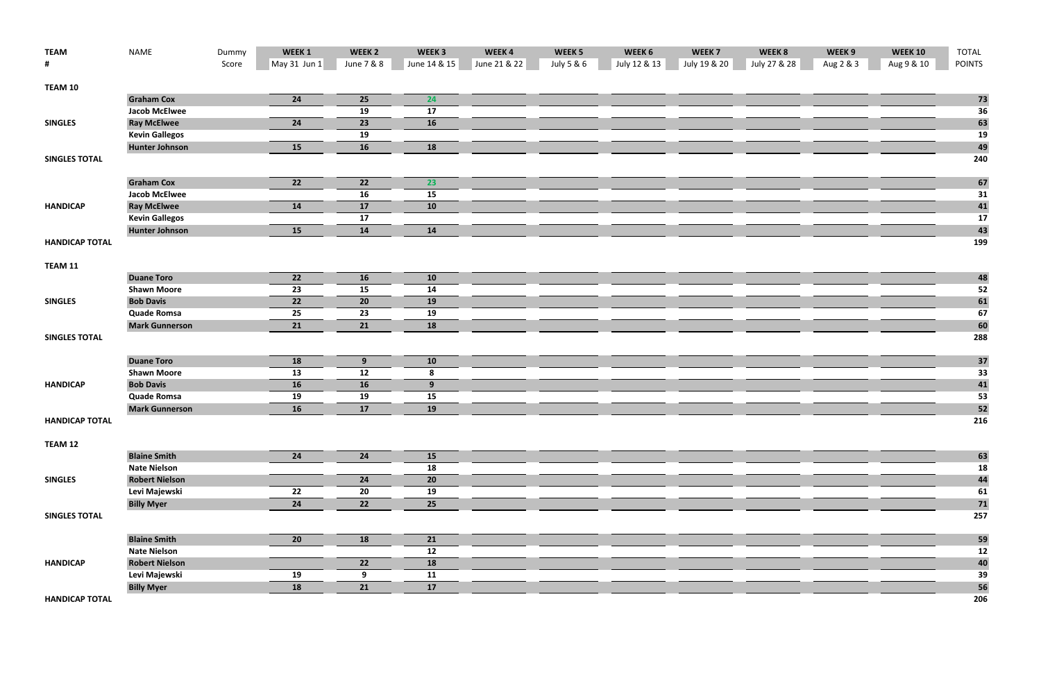| TEAM # | NAME | Dummy Score | WEEK 1 May 31 Jun 1 | WEEK 2 June 7 & 8 | WEEK 3 June 14 & 15 | WEEK 4 June 21 & 22 | WEEK 5 July 5 & 6 | WEEK 6 July 12 & 13 | WEEK 7 July 19 & 20 | WEEK 8 July 27 & 28 | WEEK 9 Aug 2 & 3 | WEEK 10 Aug 9 & 10 | TOTAL POINTS |
|---|---|---|---|---|---|---|---|---|---|---|---|---|---|
| **TEAM 10** | | | | | | | | | | | | | |
| | **Graham Cox** | | 24 | 25 | 24 | | | | | | | | 73 |
| | **Jacob McElwee** | | | 19 | 17 | | | | | | | | 36 |
| **SINGLES** | **Ray McElwee** | | 24 | 23 | 16 | | | | | | | | 63 |
| | **Kevin Gallegos** | | | 19 | | | | | | | | | 19 |
| | **Hunter Johnson** | | 15 | 16 | 18 | | | | | | | | 49 |
| **SINGLES TOTAL** | | | | | | | | | | | | | 240 |
| | **Graham Cox** | | 22 | 22 | 23 | | | | | | | | 67 |
| | **Jacob McElwee** | | | 16 | 15 | | | | | | | | 31 |
| **HANDICAP** | **Ray McElwee** | | 14 | 17 | 10 | | | | | | | | 41 |
| | **Kevin Gallegos** | | | 17 | | | | | | | | | 17 |
| | **Hunter Johnson** | | 15 | 14 | 14 | | | | | | | | 43 |
| **HANDICAP TOTAL** | | | | | | | | | | | | | 199 |
| **TEAM 11** | | | | | | | | | | | | | |
| | **Duane Toro** | | 22 | 16 | 10 | | | | | | | | 48 |
| | **Shawn Moore** | | 23 | 15 | 14 | | | | | | | | 52 |
| **SINGLES** | **Bob Davis** | | 22 | 20 | 19 | | | | | | | | 61 |
| | **Quade Romsa** | | 25 | 23 | 19 | | | | | | | | 67 |
| | **Mark Gunnerson** | | 21 | 21 | 18 | | | | | | | | 60 |
| **SINGLES TOTAL** | | | | | | | | | | | | | 288 |
| | **Duane Toro** | | 18 | 9 | 10 | | | | | | | | 37 |
| | **Shawn Moore** | | 13 | 12 | 8 | | | | | | | | 33 |
| **HANDICAP** | **Bob Davis** | | 16 | 16 | 9 | | | | | | | | 41 |
| | **Quade Romsa** | | 19 | 19 | 15 | | | | | | | | 53 |
| | **Mark Gunnerson** | | 16 | 17 | 19 | | | | | | | | 52 |
| **HANDICAP TOTAL** | | | | | | | | | | | | | 216 |
| **TEAM 12** | | | | | | | | | | | | | |
| | **Blaine Smith** | | 24 | 24 | 15 | | | | | | | | 63 |
| | **Nate Nielson** | | | | 18 | | | | | | | | 18 |
| **SINGLES** | **Robert Nielson** | | | 24 | 20 | | | | | | | | 44 |
| | **Levi Majewski** | | 22 | 20 | 19 | | | | | | | | 61 |
| | **Billy Myer** | | 24 | 22 | 25 | | | | | | | | 71 |
| **SINGLES TOTAL** | | | | | | | | | | | | | 257 |
| | **Blaine Smith** | | 20 | 18 | 21 | | | | | | | | 59 |
| | **Nate Nielson** | | | | 12 | | | | | | | | 12 |
| **HANDICAP** | **Robert Nielson** | | | 22 | 18 | | | | | | | | 40 |
| | **Levi Majewski** | | 19 | 9 | 11 | | | | | | | | 39 |
| | **Billy Myer** | | 18 | 21 | 17 | | | | | | | | 56 |
| **HANDICAP TOTAL** | | | | | | | | | | | | | 206 |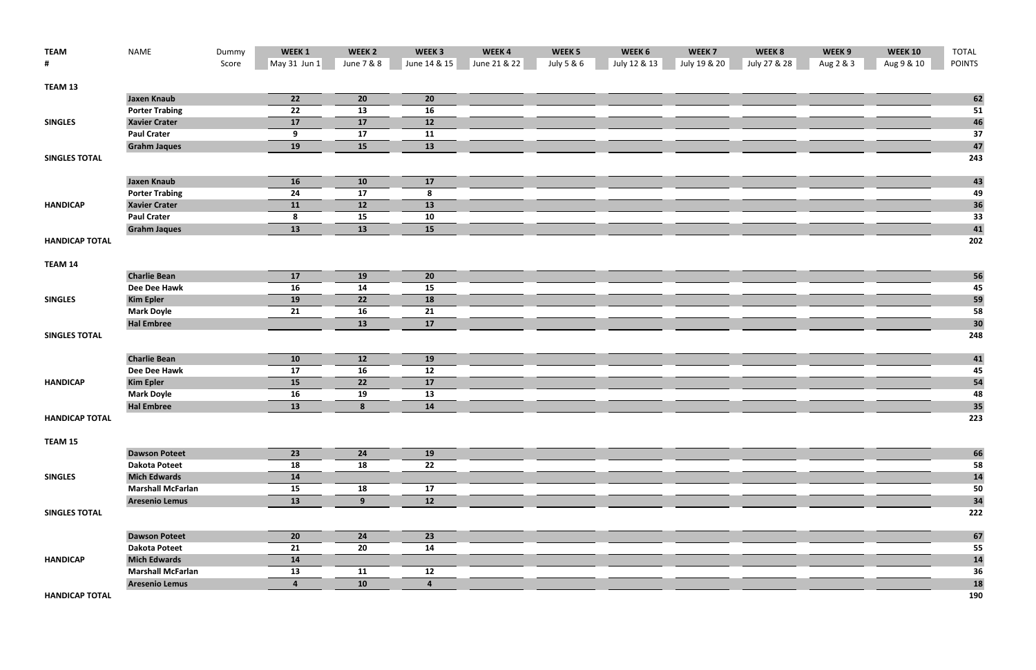| TEAM # | NAME | Dummy Score | WEEK 1 May 31 Jun 1 | WEEK 2 June 7 & 8 | WEEK 3 June 14 & 15 | WEEK 4 June 21 & 22 | WEEK 5 July 5 & 6 | WEEK 6 July 12 & 13 | WEEK 7 July 19 & 20 | WEEK 8 July 27 & 28 | WEEK 9 Aug 2 & 3 | WEEK 10 Aug 9 & 10 | TOTAL POINTS |
|---|---|---|---|---|---|---|---|---|---|---|---|---|---|
| **TEAM 13** | | | | | | | | | | | | | |
| | **Jaxen Knaub** | | 22 | 20 | 20 | | | | | | | | 62 |
| | **Porter Trabing** | | 22 | 13 | 16 | | | | | | | | 51 |
| **SINGLES** | **Xavier Crater** | | 17 | 17 | 12 | | | | | | | | 46 |
| | **Paul Crater** | | 9 | 17 | 11 | | | | | | | | 37 |
| | **Grahm Jaques** | | 19 | 15 | 13 | | | | | | | | 47 |
| **SINGLES TOTAL** | | | | | | | | | | | | | 243 |
| | **Jaxen Knaub** | | 16 | 10 | 17 | | | | | | | | 43 |
| | **Porter Trabing** | | 24 | 17 | 8 | | | | | | | | 49 |
| **HANDICAP** | **Xavier Crater** | | 11 | 12 | 13 | | | | | | | | 36 |
| | **Paul Crater** | | 8 | 15 | 10 | | | | | | | | 33 |
| | **Grahm Jaques** | | 13 | 13 | 15 | | | | | | | | 41 |
| **HANDICAP TOTAL** | | | | | | | | | | | | | 202 |
| **TEAM 14** | | | | | | | | | | | | | |
| | **Charlie Bean** | | 17 | 19 | 20 | | | | | | | | 56 |
| | **Dee Dee Hawk** | | 16 | 14 | 15 | | | | | | | | 45 |
| **SINGLES** | **Kim Epler** | | 19 | 22 | 18 | | | | | | | | 59 |
| | **Mark Doyle** | | 21 | 16 | 21 | | | | | | | | 58 |
| | **Hal Embree** | | | 13 | 17 | | | | | | | | 30 |
| **SINGLES TOTAL** | | | | | | | | | | | | | 248 |
| | **Charlie Bean** | | 10 | 12 | 19 | | | | | | | | 41 |
| | **Dee Dee Hawk** | | 17 | 16 | 12 | | | | | | | | 45 |
| **HANDICAP** | **Kim Epler** | | 15 | 22 | 17 | | | | | | | | 54 |
| | **Mark Doyle** | | 16 | 19 | 13 | | | | | | | | 48 |
| | **Hal Embree** | | 13 | 8 | 14 | | | | | | | | 35 |
| **HANDICAP TOTAL** | | | | | | | | | | | | | 223 |
| **TEAM 15** | | | | | | | | | | | | | |
| | **Dawson Poteet** | | 23 | 24 | 19 | | | | | | | | 66 |
| | **Dakota Poteet** | | 18 | 18 | 22 | | | | | | | | 58 |
| **SINGLES** | **Mich Edwards** | | 14 | | | | | | | | | | 14 |
| | **Marshall McFarlan** | | 15 | 18 | 17 | | | | | | | | 50 |
| | **Aresenio Lemus** | | 13 | 9 | 12 | | | | | | | | 34 |
| **SINGLES TOTAL** | | | | | | | | | | | | | 222 |
| | **Dawson Poteet** | | 20 | 24 | 23 | | | | | | | | 67 |
| | **Dakota Poteet** | | 21 | 20 | 14 | | | | | | | | 55 |
| **HANDICAP** | **Mich Edwards** | | 14 | | | | | | | | | | 14 |
| | **Marshall McFarlan** | | 13 | 11 | 12 | | | | | | | | 36 |
| | **Aresenio Lemus** | | 4 | 10 | 4 | | | | | | | | 18 |
| **HANDICAP TOTAL** | | | | | | | | | | | | | 190 |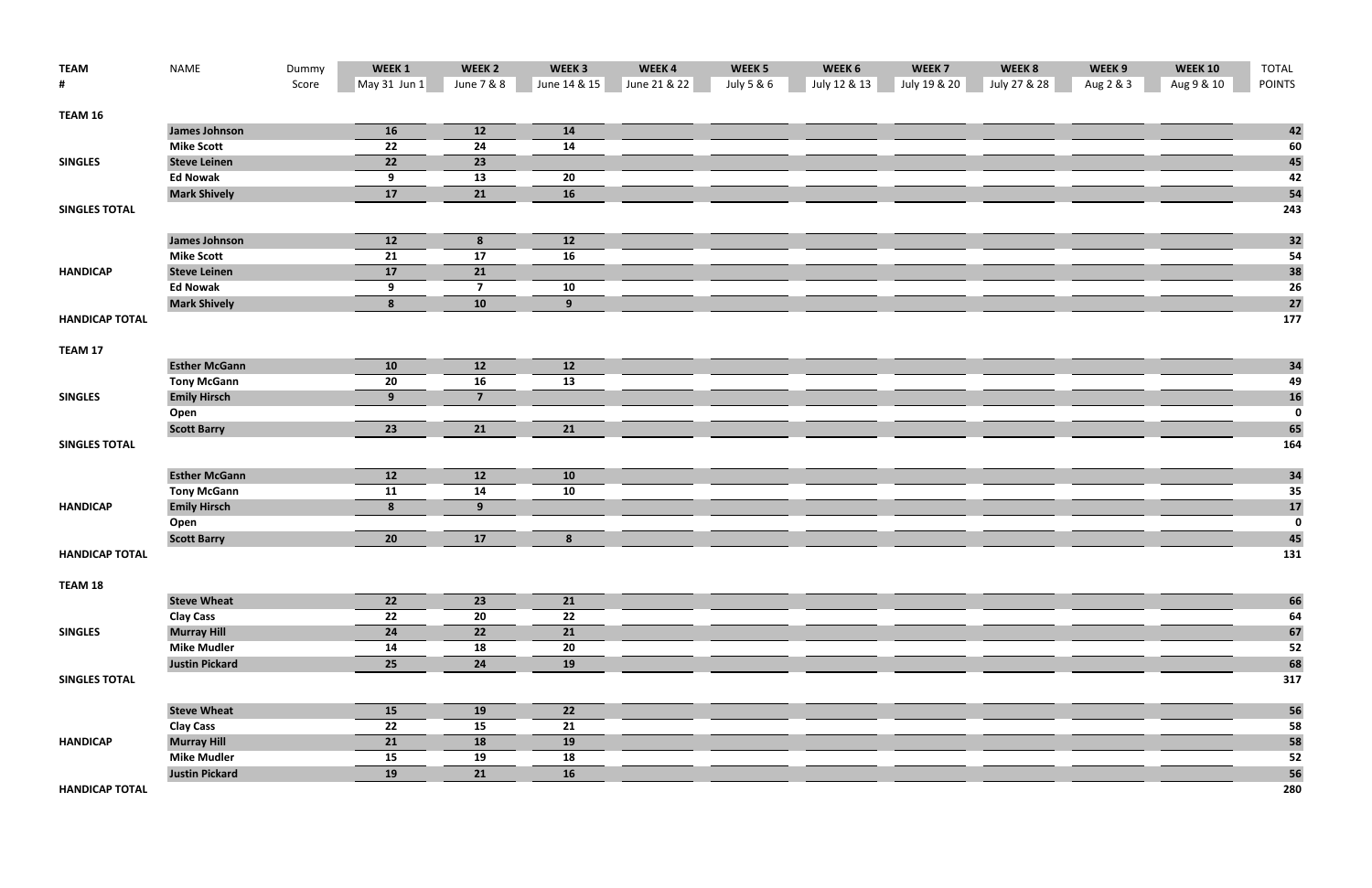| TEAM # | NAME | Dummy Score | WEEK 1 May 31 Jun 1 | WEEK 2 June 7 & 8 | WEEK 3 June 14 & 15 | WEEK 4 June 21 & 22 | WEEK 5 July 5 & 6 | WEEK 6 July 12 & 13 | WEEK 7 July 19 & 20 | WEEK 8 July 27 & 28 | WEEK 9 Aug 2 & 3 | WEEK 10 Aug 9 & 10 | TOTAL POINTS |
|---|---|---|---|---|---|---|---|---|---|---|---|---|---|
| **TEAM 16** | | | | | | | | | | | | | |
| | **James Johnson** | | 16 | 12 | 14 | | | | | | | | 42 |
| | **Mike Scott** | | 22 | 24 | 14 | | | | | | | | 60 |
| **SINGLES** | **Steve Leinen** | | 22 | 23 | | | | | | | | | 45 |
| | **Ed Nowak** | | 9 | 13 | 20 | | | | | | | | 42 |
| | **Mark Shively** | | 17 | 21 | 16 | | | | | | | | 54 |
| **SINGLES TOTAL** | | | | | | | | | | | | | 243 |
| | **James Johnson** | | 12 | 8 | 12 | | | | | | | | 32 |
| | **Mike Scott** | | 21 | 17 | 16 | | | | | | | | 54 |
| **HANDICAP** | **Steve Leinen** | | 17 | 21 | | | | | | | | | 38 |
| | **Ed Nowak** | | 9 | 7 | 10 | | | | | | | | 26 |
| | **Mark Shively** | | 8 | 10 | 9 | | | | | | | | 27 |
| **HANDICAP TOTAL** | | | | | | | | | | | | | 177 |
| **TEAM 17** | | | | | | | | | | | | | |
| | **Esther McGann** | | 10 | 12 | 12 | | | | | | | | 34 |
| | **Tony McGann** | | 20 | 16 | 13 | | | | | | | | 49 |
| **SINGLES** | **Emily Hirsch** | | 9 | 7 | | | | | | | | | 16 |
| | **Open** | | | | | | | | | | | | 0 |
| | **Scott Barry** | | 23 | 21 | 21 | | | | | | | | 65 |
| **SINGLES TOTAL** | | | | | | | | | | | | | 164 |
| | **Esther McGann** | | 12 | 12 | 10 | | | | | | | | 34 |
| | **Tony McGann** | | 11 | 14 | 10 | | | | | | | | 35 |
| **HANDICAP** | **Emily Hirsch** | | 8 | 9 | | | | | | | | | 17 |
| | **Open** | | | | | | | | | | | | 0 |
| | **Scott Barry** | | 20 | 17 | 8 | | | | | | | | 45 |
| **HANDICAP TOTAL** | | | | | | | | | | | | | 131 |
| **TEAM 18** | | | | | | | | | | | | | |
| | **Steve Wheat** | | 22 | 23 | 21 | | | | | | | | 66 |
| | **Clay Cass** | | 22 | 20 | 22 | | | | | | | | 64 |
| **SINGLES** | **Murray Hill** | | 24 | 22 | 21 | | | | | | | | 67 |
| | **Mike Mudler** | | 14 | 18 | 20 | | | | | | | | 52 |
| | **Justin Pickard** | | 25 | 24 | 19 | | | | | | | | 68 |
| **SINGLES TOTAL** | | | | | | | | | | | | | 317 |
| | **Steve Wheat** | | 15 | 19 | 22 | | | | | | | | 56 |
| | **Clay Cass** | | 22 | 15 | 21 | | | | | | | | 58 |
| **HANDICAP** | **Murray Hill** | | 21 | 18 | 19 | | | | | | | | 58 |
| | **Mike Mudler** | | 15 | 19 | 18 | | | | | | | | 52 |
| | **Justin Pickard** | | 19 | 21 | 16 | | | | | | | | 56 |
| **HANDICAP TOTAL** | | | | | | | | | | | | | 280 |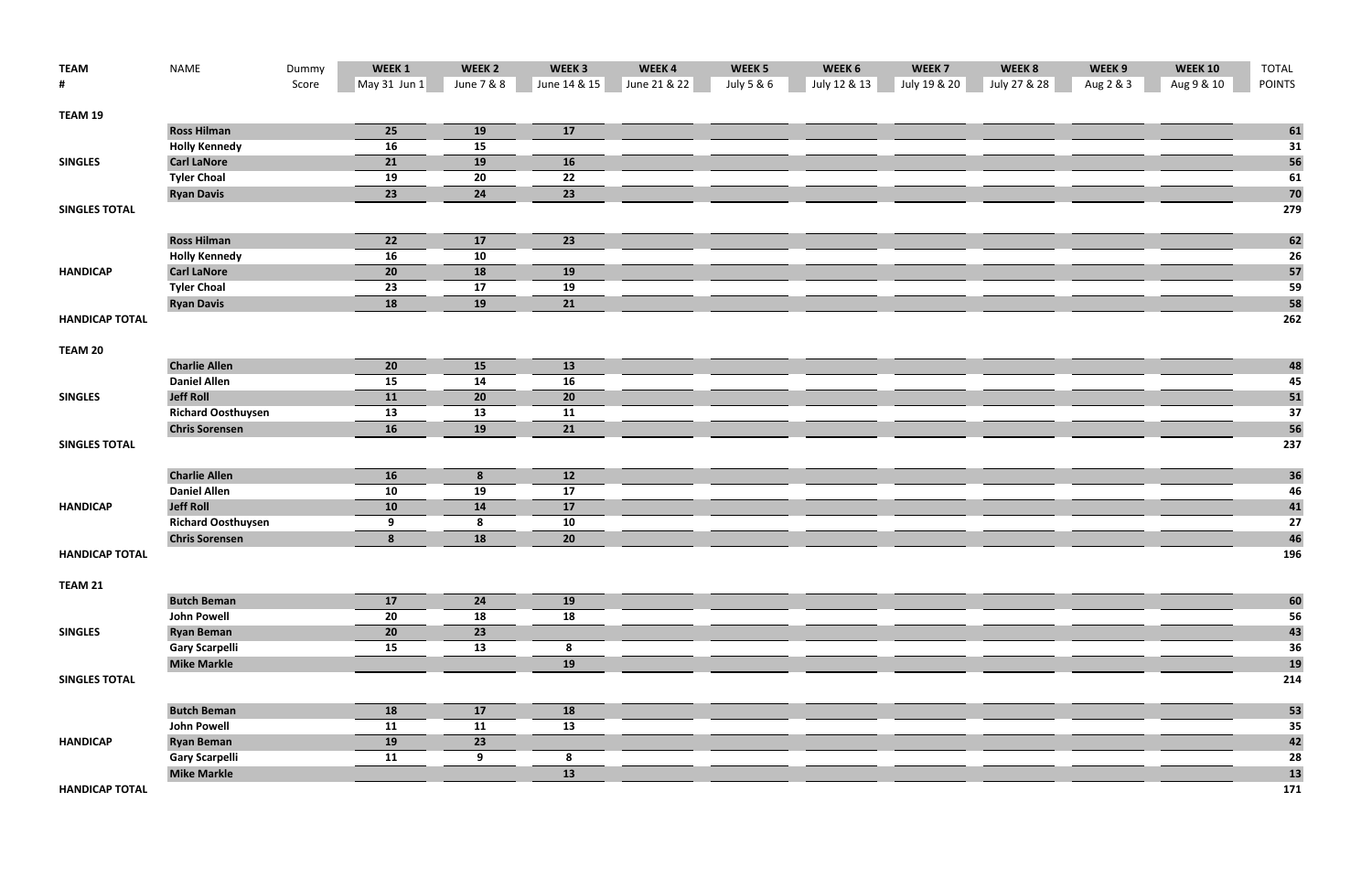| TEAM # | NAME | Dummy Score | WEEK 1 May 31 Jun 1 | WEEK 2 June 7 & 8 | WEEK 3 June 14 & 15 | WEEK 4 June 21 & 22 | WEEK 5 July 5 & 6 | WEEK 6 July 12 & 13 | WEEK 7 July 19 & 20 | WEEK 8 July 27 & 28 | WEEK 9 Aug 2 & 3 | WEEK 10 Aug 9 & 10 | TOTAL POINTS |
|---|---|---|---|---|---|---|---|---|---|---|---|---|---|
| **TEAM 19** | | | | | | | | | | | | | |
| | **Ross Hilman** | | **25** | **19** | **17** | | | | | | | | **61** |
| | **Holly Kennedy** | | **16** | **15** | | | | | | | | | **31** |
| **SINGLES** | **Carl LaNore** | | **21** | **19** | **16** | | | | | | | | **56** |
| | **Tyler Choal** | | **19** | **20** | **22** | | | | | | | | **61** |
| | **Ryan Davis** | | **23** | **24** | **23** | | | | | | | | **70** |
| **SINGLES TOTAL** | | | | | | | | | | | | | **279** |
| | **Ross Hilman** | | **22** | **17** | **23** | | | | | | | | **62** |
| | **Holly Kennedy** | | **16** | **10** | | | | | | | | | **26** |
| **HANDICAP** | **Carl LaNore** | | **20** | **18** | **19** | | | | | | | | **57** |
| | **Tyler Choal** | | **23** | **17** | **19** | | | | | | | | **59** |
| | **Ryan Davis** | | **18** | **19** | **21** | | | | | | | | **58** |
| **HANDICAP TOTAL** | | | | | | | | | | | | | **262** |
| **TEAM 20** | | | | | | | | | | | | | |
| | **Charlie Allen** | | **20** | **15** | **13** | | | | | | | | **48** |
| | **Daniel Allen** | | **15** | **14** | **16** | | | | | | | | **45** |
| **SINGLES** | **Jeff Roll** | | **11** | **20** | **20** | | | | | | | | **51** |
| | **Richard Oosthuysen** | | **13** | **13** | **11** | | | | | | | | **37** |
| | **Chris Sorensen** | | **16** | **19** | **21** | | | | | | | | **56** |
| **SINGLES TOTAL** | | | | | | | | | | | | | **237** |
| | **Charlie Allen** | | **16** | **8** | **12** | | | | | | | | **36** |
| | **Daniel Allen** | | **10** | **19** | **17** | | | | | | | | **46** |
| **HANDICAP** | **Jeff Roll** | | **10** | **14** | **17** | | | | | | | | **41** |
| | **Richard Oosthuysen** | | **9** | **8** | **10** | | | | | | | | **27** |
| | **Chris Sorensen** | | **8** | **18** | **20** | | | | | | | | **46** |
| **HANDICAP TOTAL** | | | | | | | | | | | | | **196** |
| **TEAM 21** | | | | | | | | | | | | | |
| | **Butch Beman** | | **17** | **24** | **19** | | | | | | | | **60** |
| | **John Powell** | | **20** | **18** | **18** | | | | | | | | **56** |
| **SINGLES** | **Ryan Beman** | | **20** | **23** | | | | | | | | | **43** |
| | **Gary Scarpelli** | | **15** | **13** | **8** | | | | | | | | **36** |
| | **Mike Markle** | | | | **19** | | | | | | | | **19** |
| **SINGLES TOTAL** | | | | | | | | | | | | | **214** |
| | **Butch Beman** | | **18** | **17** | **18** | | | | | | | | **53** |
| | **John Powell** | | **11** | **11** | **13** | | | | | | | | **35** |
| **HANDICAP** | **Ryan Beman** | | **19** | **23** | | | | | | | | | **42** |
| | **Gary Scarpelli** | | **11** | **9** | **8** | | | | | | | | **28** |
| | **Mike Markle** | | | | **13** | | | | | | | | **13** |
| **HANDICAP TOTAL** | | | | | | | | | | | | | **171** |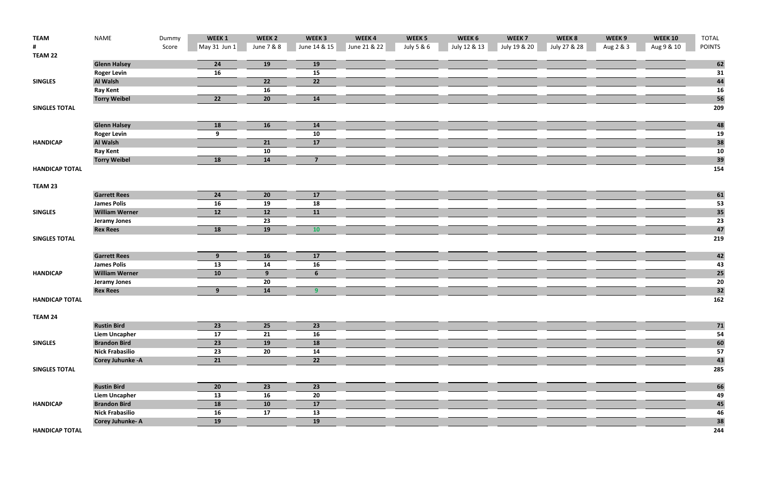| TEAM # | NAME | Dummy Score | WEEK 1 May 31 Jun 1 | WEEK 2 June 7 & 8 | WEEK 3 June 14 & 15 | WEEK 4 June 21 & 22 | WEEK 5 July 5 & 6 | WEEK 6 July 12 & 13 | WEEK 7 July 19 & 20 | WEEK 8 July 27 & 28 | WEEK 9 Aug 2 & 3 | WEEK 10 Aug 9 & 10 | TOTAL POINTS |
|---|---|---|---|---|---|---|---|---|---|---|---|---|---|
| TEAM 22 | | | | | | | | | | | | | |
| | Glenn Halsey | | 24 | 19 | 19 | | | | | | | | 62 |
| | Roger Levin | | 16 | | 15 | | | | | | | | 31 |
| SINGLES | Al Walsh | | | 22 | 22 | | | | | | | | 44 |
| | Ray Kent | | | 16 | | | | | | | | | 16 |
| | Torry Weibel | | 22 | 20 | 14 | | | | | | | | 56 |
| SINGLES TOTAL | | | | | | | | | | | | | 209 |
| | Glenn Halsey | | 18 | 16 | 14 | | | | | | | | 48 |
| | Roger Levin | | 9 | | 10 | | | | | | | | 19 |
| HANDICAP | Al Walsh | | | 21 | 17 | | | | | | | | 38 |
| | Ray Kent | | | 10 | | | | | | | | | 10 |
| | Torry Weibel | | 18 | 14 | 7 | | | | | | | | 39 |
| HANDICAP TOTAL | | | | | | | | | | | | | 154 |
| TEAM 23 | | | | | | | | | | | | | |
| | Garrett Rees | | 24 | 20 | 17 | | | | | | | | 61 |
| | James Polis | | 16 | 19 | 18 | | | | | | | | 53 |
| SINGLES | William Werner | | 12 | 12 | 11 | | | | | | | | 35 |
| | Jeramy Jones | | | 23 | | | | | | | | | 23 |
| | Rex Rees | | 18 | 19 | 10 | | | | | | | | 47 |
| SINGLES TOTAL | | | | | | | | | | | | | 219 |
| | Garrett Rees | | 9 | 16 | 17 | | | | | | | | 42 |
| | James Polis | | 13 | 14 | 16 | | | | | | | | 43 |
| HANDICAP | William Werner | | 10 | 9 | 6 | | | | | | | | 25 |
| | Jeramy Jones | | | 20 | | | | | | | | | 20 |
| | Rex Rees | | 9 | 14 | 9 | | | | | | | | 32 |
| HANDICAP TOTAL | | | | | | | | | | | | | 162 |
| TEAM 24 | | | | | | | | | | | | | |
| | Rustin Bird | | 23 | 25 | 23 | | | | | | | | 71 |
| | Liem Uncapher | | 17 | 21 | 16 | | | | | | | | 54 |
| SINGLES | Brandon Bird | | 23 | 19 | 18 | | | | | | | | 60 |
| | Nick Frabasilio | | 23 | 20 | 14 | | | | | | | | 57 |
| | Corey Juhunke -A | | 21 | | 22 | | | | | | | | 43 |
| SINGLES TOTAL | | | | | | | | | | | | | 285 |
| | Rustin Bird | | 20 | 23 | 23 | | | | | | | | 66 |
| | Liem Uncapher | | 13 | 16 | 20 | | | | | | | | 49 |
| HANDICAP | Brandon Bird | | 18 | 10 | 17 | | | | | | | | 45 |
| | Nick Frabasilio | | 16 | 17 | 13 | | | | | | | | 46 |
| | Corey Juhunke- A | | 19 | | 19 | | | | | | | | 38 |
| HANDICAP TOTAL | | | | | | | | | | | | | 244 |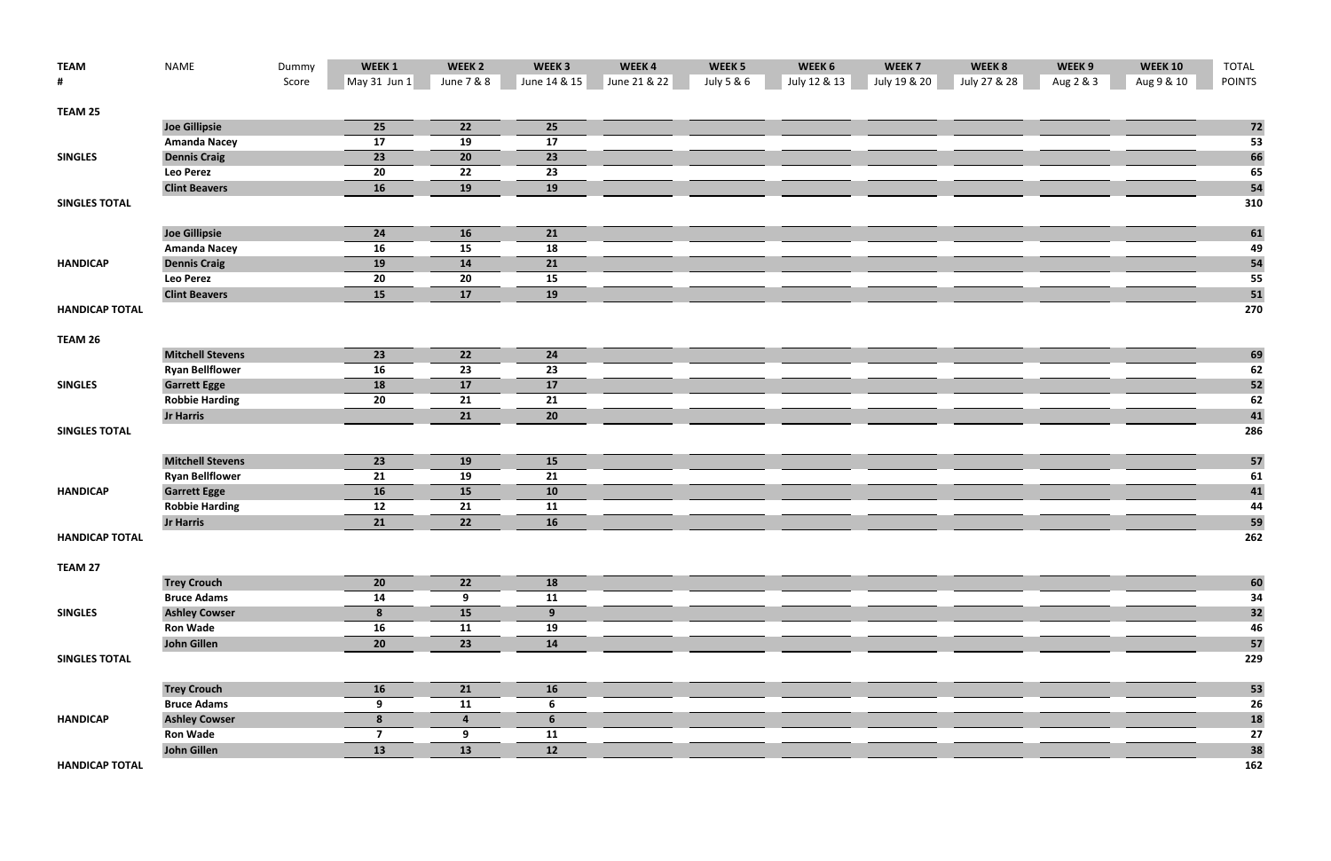| TEAM # | NAME | Dummy Score | WEEK 1 May 31 Jun 1 | WEEK 2 June 7 & 8 | WEEK 3 June 14 & 15 | WEEK 4 June 21 & 22 | WEEK 5 July 5 & 6 | WEEK 6 July 12 & 13 | WEEK 7 July 19 & 20 | WEEK 8 July 27 & 28 | WEEK 9 Aug 2 & 3 | WEEK 10 Aug 9 & 10 | TOTAL POINTS |
|---|---|---|---|---|---|---|---|---|---|---|---|---|---|
| **TEAM 25** | | | | | | | | | | | | | |
| | **Joe Gillipsie** | | **25** | **22** | **25** | | | | | | | | **72** |
| | **Amanda Nacey** | | **17** | **19** | **17** | | | | | | | | **53** |
| **SINGLES** | **Dennis Craig** | | **23** | **20** | **23** | | | | | | | | **66** |
| | **Leo Perez** | | **20** | **22** | **23** | | | | | | | | **65** |
| | **Clint Beavers** | | **16** | **19** | **19** | | | | | | | | **54** |
| **SINGLES TOTAL** | | | | | | | | | | | | | **310** |
| | **Joe Gillipsie** | | **24** | **16** | **21** | | | | | | | | **61** |
| | **Amanda Nacey** | | **16** | **15** | **18** | | | | | | | | **49** |
| **HANDICAP** | **Dennis Craig** | | **19** | **14** | **21** | | | | | | | | **54** |
| | **Leo Perez** | | **20** | **20** | **15** | | | | | | | | **55** |
| | **Clint Beavers** | | **15** | **17** | **19** | | | | | | | | **51** |
| **HANDICAP TOTAL** | | | | | | | | | | | | | **270** |
| **TEAM 26** | | | | | | | | | | | | | |
| | **Mitchell Stevens** | | **23** | **22** | **24** | | | | | | | | **69** |
| | **Ryan Bellflower** | | **16** | **23** | **23** | | | | | | | | **62** |
| **SINGLES** | **Garrett Egge** | | **18** | **17** | **17** | | | | | | | | **52** |
| | **Robbie Harding** | | **20** | **21** | **21** | | | | | | | | **62** |
| | **Jr Harris** | | | **21** | **20** | | | | | | | | **41** |
| **SINGLES TOTAL** | | | | | | | | | | | | | **286** |
| | **Mitchell Stevens** | | **23** | **19** | **15** | | | | | | | | **57** |
| | **Ryan Bellflower** | | **21** | **19** | **21** | | | | | | | | **61** |
| **HANDICAP** | **Garrett Egge** | | **16** | **15** | **10** | | | | | | | | **41** |
| | **Robbie Harding** | | **12** | **21** | **11** | | | | | | | | **44** |
| | **Jr Harris** | | **21** | **22** | **16** | | | | | | | | **59** |
| **HANDICAP TOTAL** | | | | | | | | | | | | | **262** |
| **TEAM 27** | | | | | | | | | | | | | |
| | **Trey Crouch** | | **20** | **22** | **18** | | | | | | | | **60** |
| | **Bruce Adams** | | **14** | **9** | **11** | | | | | | | | **34** |
| **SINGLES** | **Ashley Cowser** | | **8** | **15** | **9** | | | | | | | | **32** |
| | **Ron Wade** | | **16** | **11** | **19** | | | | | | | | **46** |
| | **John Gillen** | | **20** | **23** | **14** | | | | | | | | **57** |
| **SINGLES TOTAL** | | | | | | | | | | | | | **229** |
| | **Trey Crouch** | | **16** | **21** | **16** | | | | | | | | **53** |
| | **Bruce Adams** | | **9** | **11** | **6** | | | | | | | | **26** |
| **HANDICAP** | **Ashley Cowser** | | **8** | **4** | **6** | | | | | | | | **18** |
| | **Ron Wade** | | **7** | **9** | **11** | | | | | | | | **27** |
| | **John Gillen** | | **13** | **13** | **12** | | | | | | | | **38** |
| **HANDICAP TOTAL** | | | | | | | | | | | | | **162** |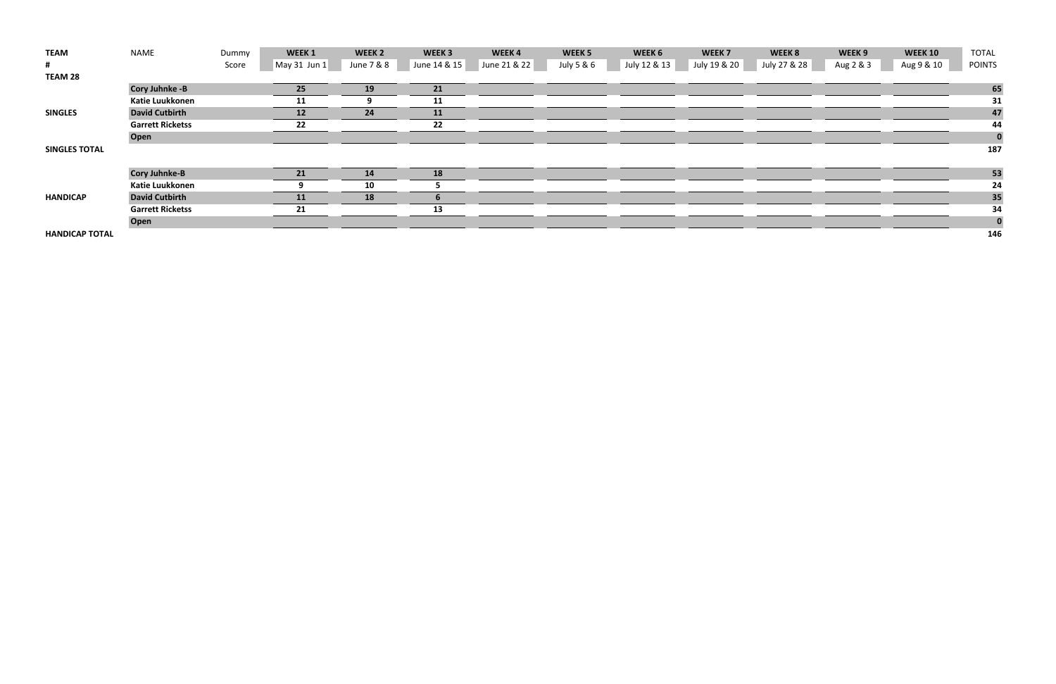| TEAM | NAME | Dummy | WEEK 1 | WEEK 2 | WEEK 3 | WEEK 4 | WEEK 5 | WEEK 6 | WEEK 7 | WEEK 8 | WEEK 9 | WEEK 10 | TOTAL |
|---|---|---|---|---|---|---|---|---|---|---|---|---|---|
| # | | Score | May 31 Jun 1 | June 7 & 8 | June 14 & 15 | June 21 & 22 | July 5 & 6 | July 12 & 13 | July 19 & 20 | July 27 & 28 | Aug 2 & 3 | Aug 9 & 10 | POINTS |
| **TEAM 28** | | | | | | | | | | | | | |
| | **Cory Juhnke -B** | | **25** | **19** | **21** | | | | | | | | **65** |
| | **Katie Luukkonen** | | **11** | **9** | **11** | | | | | | | | **31** |
| **SINGLES** | **David Cutbirth** | | **12** | **24** | **11** | | | | | | | | **47** |
| | **Garrett Ricketss** | | **22** | | **22** | | | | | | | | **44** |
| | **Open** | | | | | | | | | | | | **0** |
| **SINGLES TOTAL** | | | | | | | | | | | | | **187** |
| | **Cory Juhnke-B** | | **21** | **14** | **18** | | | | | | | | **53** |
| | **Katie Luukkonen** | | **9** | **10** | **5** | | | | | | | | **24** |
| **HANDICAP** | **David Cutbirth** | | **11** | **18** | **6** | | | | | | | | **35** |
| | **Garrett Ricketss** | | **21** | | **13** | | | | | | | | **34** |
| | **Open** | | | | | | | | | | | | **0** |
| **HANDICAP TOTAL** | | | | | | | | | | | | | **146** |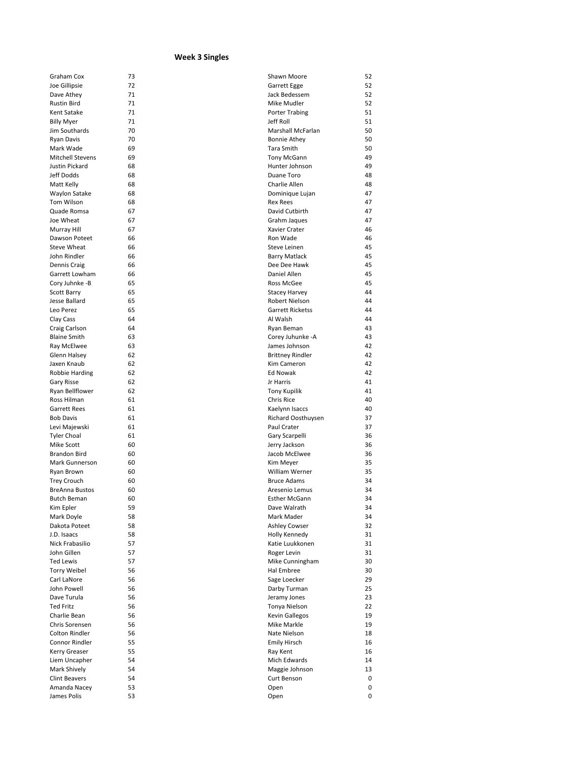# Week 3 Singles

| Name | Score |
|---|---|
| Graham Cox | 73 |
| Joe Gillipsie | 72 |
| Dave Athey | 71 |
| Rustin Bird | 71 |
| Kent Satake | 71 |
| Billy Myer | 71 |
| Jim Southards | 70 |
| Ryan Davis | 70 |
| Mark Wade | 69 |
| Mitchell Stevens | 69 |
| Justin Pickard | 68 |
| Jeff Dodds | 68 |
| Matt Kelly | 68 |
| Waylon Satake | 68 |
| Tom Wilson | 68 |
| Quade Romsa | 67 |
| Joe Wheat | 67 |
| Murray Hill | 67 |
| Dawson Poteet | 66 |
| Steve Wheat | 66 |
| John Rindler | 66 |
| Dennis Craig | 66 |
| Garrett Lowham | 66 |
| Cory Juhnke -B | 65 |
| Scott Barry | 65 |
| Jesse Ballard | 65 |
| Leo Perez | 65 |
| Clay Cass | 64 |
| Craig Carlson | 64 |
| Blaine Smith | 63 |
| Ray McElwee | 63 |
| Glenn Halsey | 62 |
| Jaxen Knaub | 62 |
| Robbie Harding | 62 |
| Gary Risse | 62 |
| Ryan Bellflower | 62 |
| Ross Hilman | 61 |
| Garrett Rees | 61 |
| Bob Davis | 61 |
| Levi Majewski | 61 |
| Tyler Choal | 61 |
| Mike Scott | 60 |
| Brandon Bird | 60 |
| Mark Gunnerson | 60 |
| Ryan Brown | 60 |
| Trey Crouch | 60 |
| BreAnna Bustos | 60 |
| Butch Beman | 60 |
| Kim Epler | 59 |
| Mark Doyle | 58 |
| Dakota Poteet | 58 |
| J.D. Isaacs | 58 |
| Nick Frabasilio | 57 |
| John Gillen | 57 |
| Ted Lewis | 57 |
| Torry Weibel | 56 |
| Carl LaNore | 56 |
| John Powell | 56 |
| Dave Turula | 56 |
| Ted Fritz | 56 |
| Charlie Bean | 56 |
| Chris Sorensen | 56 |
| Colton Rindler | 56 |
| Connor Rindler | 55 |
| Kerry Greaser | 55 |
| Liem Uncapher | 54 |
| Mark Shively | 54 |
| Clint Beavers | 54 |
| Amanda Nacey | 53 |
| James Polis | 53 |
| Shawn Moore | 52 |
| Garrett Egge | 52 |
| Jack Bedessem | 52 |
| Mike Mudler | 52 |
| Porter Trabing | 51 |
| Jeff Roll | 51 |
| Marshall McFarlan | 50 |
| Bonnie Athey | 50 |
| Tara Smith | 50 |
| Tony McGann | 49 |
| Hunter Johnson | 49 |
| Duane Toro | 48 |
| Charlie Allen | 48 |
| Dominique Lujan | 47 |
| Rex Rees | 47 |
| David Cutbirth | 47 |
| Grahm Jaques | 47 |
| Xavier Crater | 46 |
| Ron Wade | 46 |
| Steve Leinen | 45 |
| Barry Matlack | 45 |
| Dee Dee Hawk | 45 |
| Daniel Allen | 45 |
| Ross McGee | 45 |
| Stacey Harvey | 44 |
| Robert Nielson | 44 |
| Garrett Ricketss | 44 |
| Al Walsh | 44 |
| Ryan Beman | 43 |
| Corey Juhunke -A | 43 |
| James Johnson | 42 |
| Brittney Rindler | 42 |
| Kim Cameron | 42 |
| Ed Nowak | 42 |
| Jr Harris | 41 |
| Tony Kupilik | 41 |
| Chris Rice | 40 |
| Kaelynn Isaccs | 40 |
| Richard Oosthuysen | 37 |
| Paul Crater | 37 |
| Gary Scarpelli | 36 |
| Jerry Jackson | 36 |
| Jacob McElwee | 36 |
| Kim Meyer | 35 |
| William Werner | 35 |
| Bruce Adams | 34 |
| Aresenio Lemus | 34 |
| Esther McGann | 34 |
| Dave Walrath | 34 |
| Mark Mader | 34 |
| Ashley Cowser | 32 |
| Holly Kennedy | 31 |
| Katie Luukkonen | 31 |
| Roger Levin | 31 |
| Mike Cunningham | 30 |
| Hal Embree | 30 |
| Sage Loecker | 29 |
| Darby Turman | 25 |
| Jeramy Jones | 23 |
| Tonya Nielson | 22 |
| Kevin Gallegos | 19 |
| Mike Markle | 19 |
| Nate Nielson | 18 |
| Emily Hirsch | 16 |
| Ray Kent | 16 |
| Mich Edwards | 14 |
| Maggie Johnson | 13 |
| Curt Benson | 0 |
| Open | 0 |
| Open | 0 |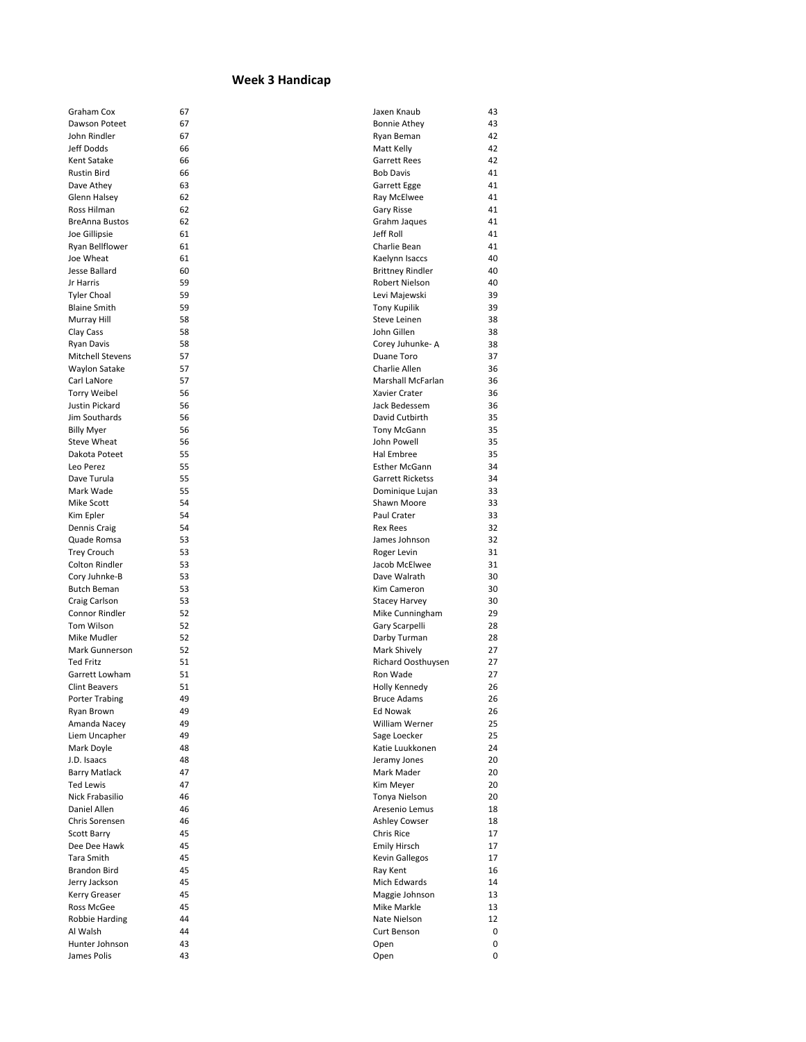## Week 3 Handicap

| Name | Handicap |
|---|---|
| Graham Cox | 67 |
| Dawson Poteet | 67 |
| John Rindler | 67 |
| Jeff Dodds | 66 |
| Kent Satake | 66 |
| Rustin Bird | 66 |
| Dave Athey | 63 |
| Glenn Halsey | 62 |
| Ross Hilman | 62 |
| BreAnna Bustos | 62 |
| Joe Gillipsie | 61 |
| Ryan Bellflower | 61 |
| Joe Wheat | 61 |
| Jesse Ballard | 60 |
| Jr Harris | 59 |
| Tyler Choal | 59 |
| Blaine Smith | 59 |
| Murray Hill | 58 |
| Clay Cass | 58 |
| Ryan Davis | 58 |
| Mitchell Stevens | 57 |
| Waylon Satake | 57 |
| Carl LaNore | 57 |
| Torry Weibel | 56 |
| Justin Pickard | 56 |
| Jim Southards | 56 |
| Billy Myer | 56 |
| Steve Wheat | 56 |
| Dakota Poteet | 55 |
| Leo Perez | 55 |
| Dave Turula | 55 |
| Mark Wade | 55 |
| Mike Scott | 54 |
| Kim Epler | 54 |
| Dennis Craig | 54 |
| Quade Romsa | 53 |
| Trey Crouch | 53 |
| Colton Rindler | 53 |
| Cory Juhnke-B | 53 |
| Butch Beman | 53 |
| Craig Carlson | 53 |
| Connor Rindler | 52 |
| Tom Wilson | 52 |
| Mike Mudler | 52 |
| Mark Gunnerson | 52 |
| Ted Fritz | 51 |
| Garrett Lowham | 51 |
| Clint Beavers | 51 |
| Porter Trabing | 49 |
| Ryan Brown | 49 |
| Amanda Nacey | 49 |
| Liem Uncapher | 49 |
| Mark Doyle | 48 |
| J.D. Isaacs | 48 |
| Barry Matlack | 47 |
| Ted Lewis | 47 |
| Nick Frabasilio | 46 |
| Daniel Allen | 46 |
| Chris Sorensen | 46 |
| Scott Barry | 45 |
| Dee Dee Hawk | 45 |
| Tara Smith | 45 |
| Brandon Bird | 45 |
| Jerry Jackson | 45 |
| Kerry Greaser | 45 |
| Ross McGee | 45 |
| Robbie Harding | 44 |
| Al Walsh | 44 |
| Hunter Johnson | 43 |
| James Polis | 43 |
| Jaxen Knaub | 43 |
| Bonnie Athey | 43 |
| Ryan Beman | 42 |
| Matt Kelly | 42 |
| Garrett Rees | 42 |
| Bob Davis | 41 |
| Garrett Egge | 41 |
| Ray McElwee | 41 |
| Gary Risse | 41 |
| Grahm Jaques | 41 |
| Jeff Roll | 41 |
| Charlie Bean | 41 |
| Kaelynn Isaccs | 40 |
| Brittney Rindler | 40 |
| Robert Nielson | 40 |
| Levi Majewski | 39 |
| Tony Kupilik | 39 |
| Steve Leinen | 38 |
| John Gillen | 38 |
| Corey Juhunke- A | 38 |
| Duane Toro | 37 |
| Charlie Allen | 36 |
| Marshall McFarlan | 36 |
| Xavier Crater | 36 |
| Jack Bedessem | 36 |
| David Cutbirth | 35 |
| Tony McGann | 35 |
| John Powell | 35 |
| Hal Embree | 35 |
| Esther McGann | 34 |
| Garrett Ricketss | 34 |
| Dominique Lujan | 33 |
| Shawn Moore | 33 |
| Paul Crater | 33 |
| Rex Rees | 32 |
| James Johnson | 32 |
| Roger Levin | 31 |
| Jacob McElwee | 31 |
| Dave Walrath | 30 |
| Kim Cameron | 30 |
| Stacey Harvey | 30 |
| Mike Cunningham | 29 |
| Gary Scarpelli | 28 |
| Darby Turman | 28 |
| Mark Shively | 27 |
| Richard Oosthuysen | 27 |
| Ron Wade | 27 |
| Holly Kennedy | 26 |
| Bruce Adams | 26 |
| Ed Nowak | 26 |
| William Werner | 25 |
| Sage Loecker | 25 |
| Katie Luukkonen | 24 |
| Jeramy Jones | 20 |
| Mark Mader | 20 |
| Kim Meyer | 20 |
| Tonya Nielson | 20 |
| Aresenio Lemus | 18 |
| Ashley Cowser | 18 |
| Chris Rice | 17 |
| Emily Hirsch | 17 |
| Kevin Gallegos | 17 |
| Ray Kent | 16 |
| Mich Edwards | 14 |
| Maggie Johnson | 13 |
| Mike Markle | 13 |
| Nate Nielson | 12 |
| Curt Benson | 0 |
| Open | 0 |
| Open | 0 |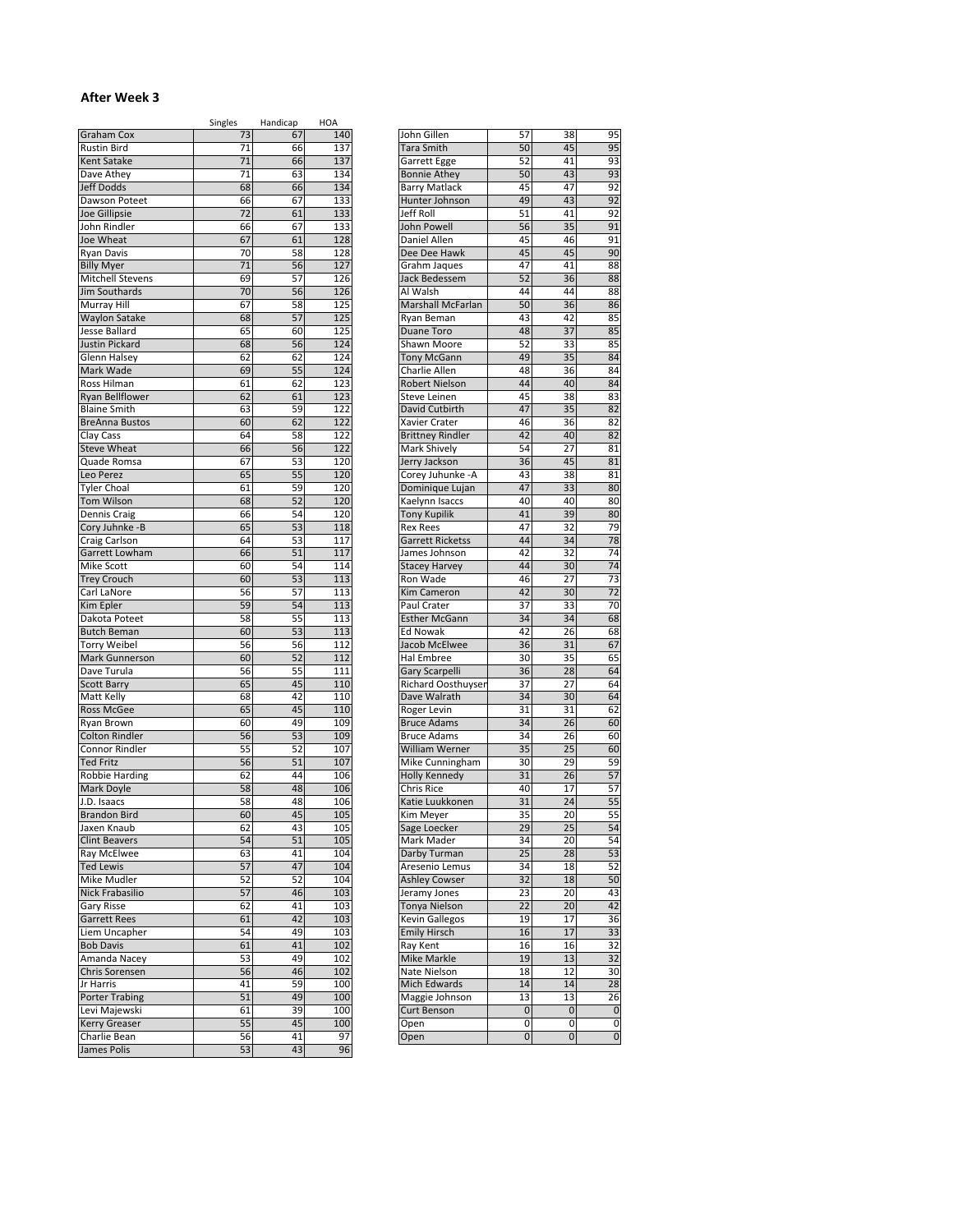### After Week 3

| | Singles | Handicap | HOA |
|---|---|---|---|
| Graham Cox | 73 | 67 | 140 |
| Rustin Bird | 71 | 66 | 137 |
| Kent Satake | 71 | 66 | 137 |
| Dave Athey | 71 | 63 | 134 |
| Jeff Dodds | 68 | 66 | 134 |
| Dawson Poteet | 66 | 67 | 133 |
| Joe Gillipsie | 72 | 61 | 133 |
| John Rindler | 66 | 67 | 133 |
| Joe Wheat | 67 | 61 | 128 |
| Ryan Davis | 70 | 58 | 128 |
| Billy Myer | 71 | 56 | 127 |
| Mitchell Stevens | 69 | 57 | 126 |
| Jim Southards | 70 | 56 | 126 |
| Murray Hill | 67 | 58 | 125 |
| Waylon Satake | 68 | 57 | 125 |
| Jesse Ballard | 65 | 60 | 125 |
| Justin Pickard | 68 | 56 | 124 |
| Glenn Halsey | 62 | 62 | 124 |
| Mark Wade | 69 | 55 | 124 |
| Ross Hilman | 61 | 62 | 123 |
| Ryan Bellflower | 62 | 61 | 123 |
| Blaine Smith | 63 | 59 | 122 |
| BreAnna Bustos | 60 | 62 | 122 |
| Clay Cass | 64 | 58 | 122 |
| Steve Wheat | 66 | 56 | 122 |
| Quade Romsa | 67 | 53 | 120 |
| Leo Perez | 65 | 55 | 120 |
| Tyler Choal | 61 | 59 | 120 |
| Tom Wilson | 68 | 52 | 120 |
| Dennis Craig | 66 | 54 | 120 |
| Cory Juhnke -B | 65 | 53 | 118 |
| Craig Carlson | 64 | 53 | 117 |
| Garrett Lowham | 66 | 51 | 117 |
| Mike Scott | 60 | 54 | 114 |
| Trey Crouch | 60 | 53 | 113 |
| Carl LaNore | 56 | 57 | 113 |
| Kim Epler | 59 | 54 | 113 |
| Dakota Poteet | 58 | 55 | 113 |
| Butch Beman | 60 | 53 | 113 |
| Torry Weibel | 56 | 56 | 112 |
| Mark Gunnerson | 60 | 52 | 112 |
| Dave Turula | 56 | 55 | 111 |
| Scott Barry | 65 | 45 | 110 |
| Matt Kelly | 68 | 42 | 110 |
| Ross McGee | 65 | 45 | 110 |
| Ryan Brown | 60 | 49 | 109 |
| Colton Rindler | 56 | 53 | 109 |
| Connor Rindler | 55 | 52 | 107 |
| Ted Fritz | 56 | 51 | 107 |
| Robbie Harding | 62 | 44 | 106 |
| Mark Doyle | 58 | 48 | 106 |
| J.D. Isaacs | 58 | 48 | 106 |
| Brandon Bird | 60 | 45 | 105 |
| Jaxen Knaub | 62 | 43 | 105 |
| Clint Beavers | 54 | 51 | 105 |
| Ray McElwee | 63 | 41 | 104 |
| Ted Lewis | 57 | 47 | 104 |
| Mike Mudler | 52 | 52 | 104 |
| Nick Frabasilio | 57 | 46 | 103 |
| Gary Risse | 62 | 41 | 103 |
| Garrett Rees | 61 | 42 | 103 |
| Liem Uncapher | 54 | 49 | 103 |
| Bob Davis | 61 | 41 | 102 |
| Amanda Nacey | 53 | 49 | 102 |
| Chris Sorensen | 56 | 46 | 102 |
| Jr Harris | 41 | 59 | 100 |
| Porter Trabing | 51 | 49 | 100 |
| Levi Majewski | 61 | 39 | 100 |
| Kerry Greaser | 55 | 45 | 100 |
| Charlie Bean | 56 | 41 | 97 |
| James Polis | 53 | 43 | 96 |
| John Gillen | 57 | 38 | 95 |
| Tara Smith | 50 | 45 | 95 |
| Garrett Egge | 52 | 41 | 93 |
| Bonnie Athey | 50 | 43 | 93 |
| Barry Matlack | 45 | 47 | 92 |
| Hunter Johnson | 49 | 43 | 92 |
| Jeff Roll | 51 | 41 | 92 |
| John Powell | 56 | 35 | 91 |
| Daniel Allen | 45 | 46 | 91 |
| Dee Dee Hawk | 45 | 45 | 90 |
| Grahm Jaques | 47 | 41 | 88 |
| Jack Bedessem | 52 | 36 | 88 |
| Al Walsh | 44 | 44 | 88 |
| Marshall McFarlan | 50 | 36 | 86 |
| Ryan Beman | 43 | 42 | 85 |
| Duane Toro | 48 | 37 | 85 |
| Shawn Moore | 52 | 33 | 85 |
| Tony McGann | 49 | 35 | 84 |
| Charlie Allen | 48 | 36 | 84 |
| Robert Nielson | 44 | 40 | 84 |
| Steve Leinen | 45 | 38 | 83 |
| David Cutbirth | 47 | 35 | 82 |
| Xavier Crater | 46 | 36 | 82 |
| Brittney Rindler | 42 | 40 | 82 |
| Mark Shively | 54 | 27 | 81 |
| Jerry Jackson | 36 | 45 | 81 |
| Corey Juhunke -A | 43 | 38 | 81 |
| Dominique Lujan | 47 | 33 | 80 |
| Kaelynn Isaccs | 40 | 40 | 80 |
| Tony Kupilik | 41 | 39 | 80 |
| Rex Rees | 47 | 32 | 79 |
| Garrett Ricketss | 44 | 34 | 78 |
| James Johnson | 42 | 32 | 74 |
| Stacey Harvey | 44 | 30 | 74 |
| Ron Wade | 46 | 27 | 73 |
| Kim Cameron | 42 | 30 | 72 |
| Paul Crater | 37 | 33 | 70 |
| Esther McGann | 34 | 34 | 68 |
| Ed Nowak | 42 | 26 | 68 |
| Jacob McElwee | 36 | 31 | 67 |
| Hal Embree | 30 | 35 | 65 |
| Gary Scarpelli | 36 | 28 | 64 |
| Richard Oosthuyser | 37 | 27 | 64 |
| Dave Walrath | 34 | 30 | 64 |
| Roger Levin | 31 | 31 | 62 |
| Bruce Adams | 34 | 26 | 60 |
| Bruce Adams | 34 | 26 | 60 |
| William Werner | 35 | 25 | 60 |
| Mike Cunningham | 30 | 29 | 59 |
| Holly Kennedy | 31 | 26 | 57 |
| Chris Rice | 40 | 17 | 57 |
| Katie Luukkonen | 31 | 24 | 55 |
| Kim Meyer | 35 | 20 | 55 |
| Sage Loecker | 29 | 25 | 54 |
| Mark Mader | 34 | 20 | 54 |
| Darby Turman | 25 | 28 | 53 |
| Aresenio Lemus | 34 | 18 | 52 |
| Ashley Cowser | 32 | 18 | 50 |
| Jeramy Jones | 23 | 20 | 43 |
| Tonya Nielson | 22 | 20 | 42 |
| Kevin Gallegos | 19 | 17 | 36 |
| Emily Hirsch | 16 | 17 | 33 |
| Ray Kent | 16 | 16 | 32 |
| Mike Markle | 19 | 13 | 32 |
| Nate Nielson | 18 | 12 | 30 |
| Mich Edwards | 14 | 14 | 28 |
| Maggie Johnson | 13 | 13 | 26 |
| Curt Benson | 0 | 0 | 0 |
| Open | 0 | 0 | 0 |
| Open | 0 | 0 | 0 |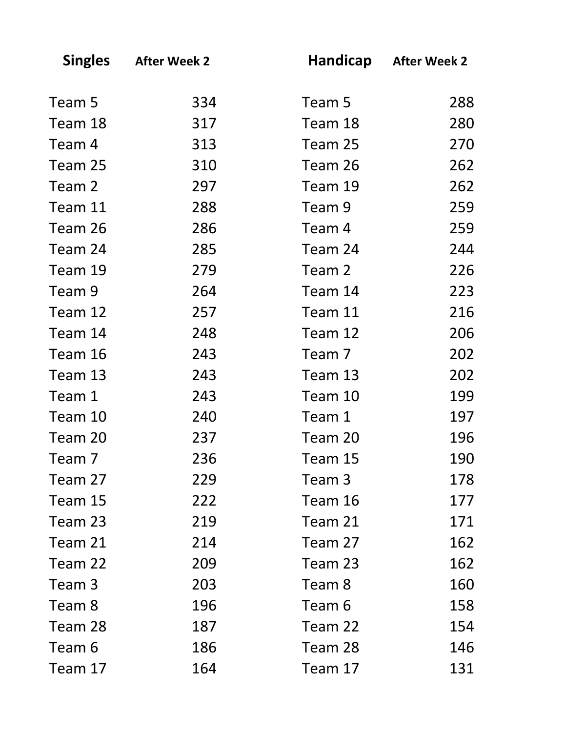| Singles | After Week 2 | Handicap | After Week 2 |
|---|---|---|---|
| Team 5 | 334 | Team 5 | 288 |
| Team 18 | 317 | Team 18 | 280 |
| Team 4 | 313 | Team 25 | 270 |
| Team 25 | 310 | Team 26 | 262 |
| Team 2 | 297 | Team 19 | 262 |
| Team 11 | 288 | Team 9 | 259 |
| Team 26 | 286 | Team 4 | 259 |
| Team 24 | 285 | Team 24 | 244 |
| Team 19 | 279 | Team 2 | 226 |
| Team 9 | 264 | Team 14 | 223 |
| Team 12 | 257 | Team 11 | 216 |
| Team 14 | 248 | Team 12 | 206 |
| Team 16 | 243 | Team 7 | 202 |
| Team 13 | 243 | Team 13 | 202 |
| Team 1 | 243 | Team 10 | 199 |
| Team 10 | 240 | Team 1 | 197 |
| Team 20 | 237 | Team 20 | 196 |
| Team 7 | 236 | Team 15 | 190 |
| Team 27 | 229 | Team 3 | 178 |
| Team 15 | 222 | Team 16 | 177 |
| Team 23 | 219 | Team 21 | 171 |
| Team 21 | 214 | Team 27 | 162 |
| Team 22 | 209 | Team 23 | 162 |
| Team 3 | 203 | Team 8 | 160 |
| Team 8 | 196 | Team 6 | 158 |
| Team 28 | 187 | Team 22 | 154 |
| Team 6 | 186 | Team 28 | 146 |
| Team 17 | 164 | Team 17 | 131 |